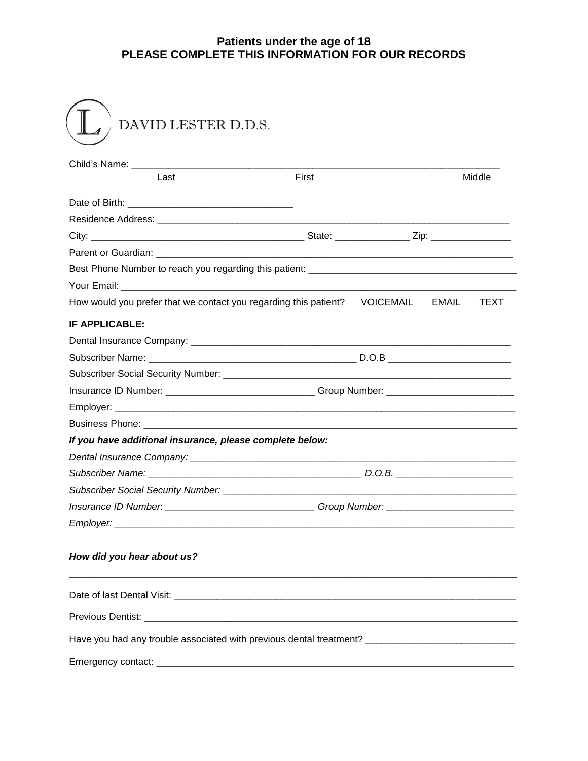**Patients under the age of 18**
**PLEASE COMPLETE THIS INFORMATION FOR OUR RECORDS**

DAVID LESTER D.D.S.

Child's Name: ______________________________________________________________________
Last First Middle

Date of Birth: ______________________________

Residence Address: ______________________________________________________________

City: ______________________________________ State: _____________ Zip: ______________

Parent or Guardian: ______________________________________________________________

Best Phone Number to reach you regarding this patient: ____________________________________

Your Email: _____________________________________________________________________

How would you prefer that we contact you regarding this patient? VOICEMAIL EMAIL TEXT

**IF APPLICABLE:**

Dental Insurance Company: _________________________________________________________

Subscriber Name: _____________________________________ D.O.B _____________________

Subscriber Social Security Number: ____________________________________________________

Insurance ID Number: ___________________________ Group Number: _______________________

Employer: ________________________________________________________________________

Business Phone: ____________________________________________________________________

***If you have additional insurance, please complete below:***

*Dental Insurance Company: _________________________________________________________*

*Subscriber Name: _______________________________________ D.O.B. _____________________*

*Subscriber Social Security Number: ____________________________________________________*

*Insurance ID Number: ___________________________ Group Number: _______________________*

*Employer: ________________________________________________________________________*

***How did you hear about us?***

_____________________________________________________________________________________

Date of last Dental Visit: ___________________________________________________________

Previous Dentist: __________________________________________________________________

Have you had any trouble associated with previous dental treatment? __________________________

Emergency contact: _________________________________________________________________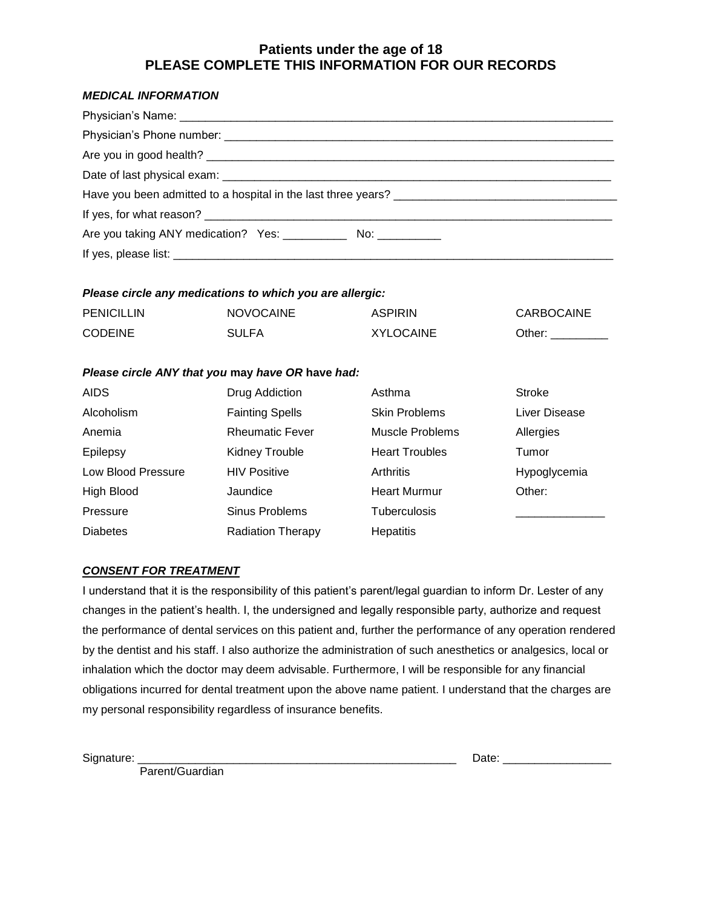## Patients under the age of 18
## PLEASE COMPLETE THIS INFORMATION FOR OUR RECORDS

***MEDICAL INFORMATION***

Physician's Name: ______________________________________________________________________

Physician's Phone number: _______________________________________________________________

Are you in good health? _________________________________________________________________

Date of last physical exam: _______________________________________________________________

Have you been admitted to a hospital in the last three years? ___________________________________

If yes, for what reason? _________________________________________________________________

Are you taking ANY medication? Yes: __________ No: __________

If yes, please list: _____________________________________________________________________

***Please circle any medications to which you are allergic:***

| | | | |
|---|---|---|---|
| PENICILLIN | NOVOCAINE | ASPIRIN | CARBOCAINE |
| CODEINE | SULFA | XYLOCAINE | Other: _________ |

***Please circle ANY that you* may *have OR* have *had:***

| | | | |
|---|---|---|---|
| AIDS | Drug Addiction | Asthma | Stroke |
| Alcoholism | Fainting Spells | Skin Problems | Liver Disease |
| Anemia | Rheumatic Fever | Muscle Problems | Allergies |
| Epilepsy | Kidney Trouble | Heart Troubles | Tumor |
| Low Blood Pressure | HIV Positive | Arthritis | Hypoglycemia |
| High Blood Pressure | Jaundice | Heart Murmur | Other: |
| Diabetes | Sinus Problems | Tuberculosis | ______________ |
| | Radiation Therapy | Hepatitis | |

***CONSENT FOR TREATMENT***

I understand that it is the responsibility of this patient's parent/legal guardian to inform Dr. Lester of any changes in the patient's health. I, the undersigned and legally responsible party, authorize and request the performance of dental services on this patient and, further the performance of any operation rendered by the dentist and his staff. I also authorize the administration of such anesthetics or analgesics, local or inhalation which the doctor may deem advisable. Furthermore, I will be responsible for any financial obligations incurred for dental treatment upon the above name patient. I understand that the charges are my personal responsibility regardless of insurance benefits.

Signature: ____________________________________________________ Date: _________________
Parent/Guardian